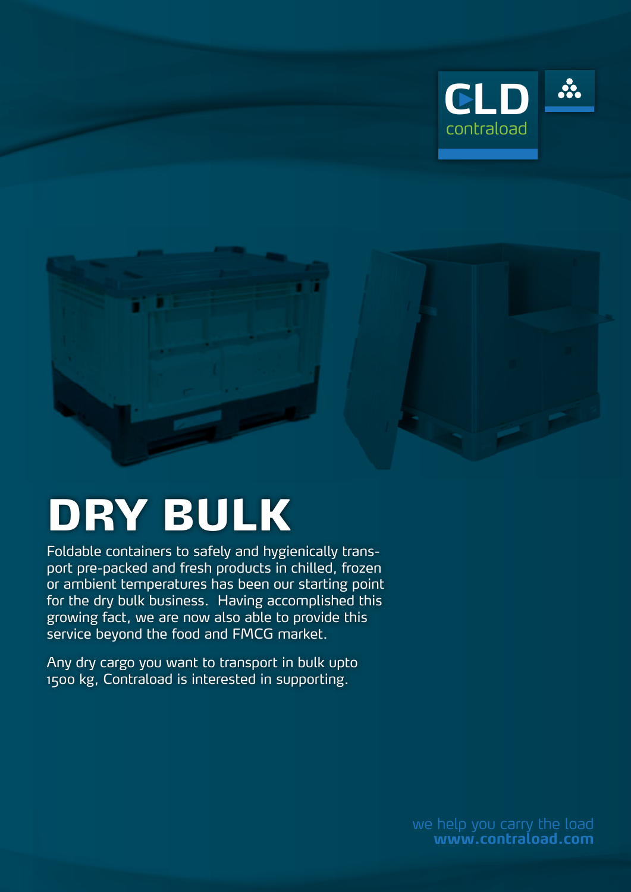CLD contraload

# DRY BULK

Foldable containers to safely and hygienically transport pre-packed and fresh products in chilled, frozen or ambient temperatures has been our starting point for the dry bulk business. Having accomplished this growing fact, we are now also able to provide this service beyond the food and FMCG market.

Any dry cargo you want to transport in bulk upto 1500 kg, Contraload is interested in supporting.

we help you carry the load
**www.contraload.com**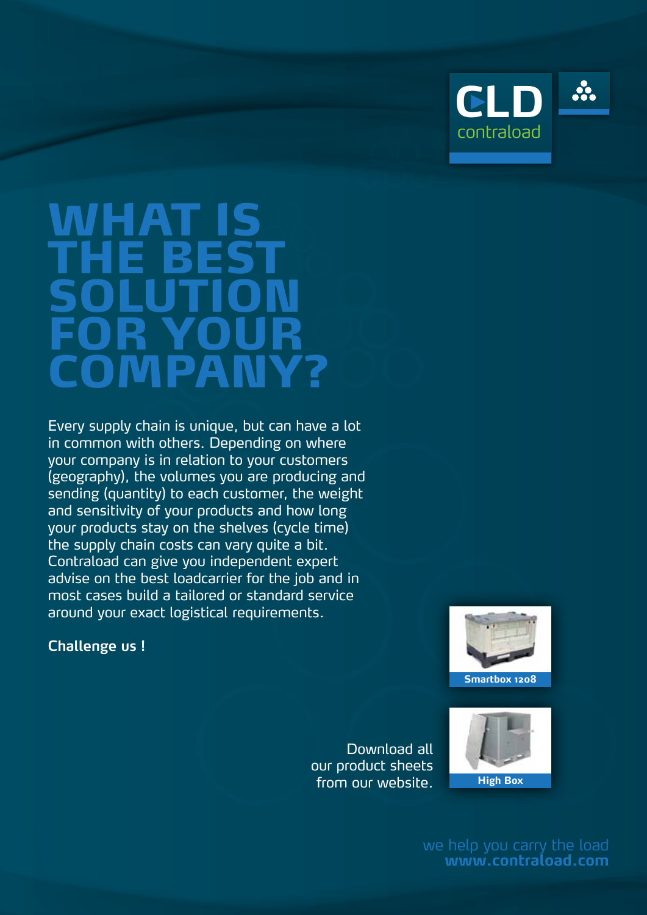CLD contraload

# WHAT IS THE BEST SOLUTION FOR YOUR COMPANY?

Every supply chain is unique, but can have a lot in common with others. Depending on where your company is in relation to your customers (geography), the volumes you are producing and sending (quantity) to each customer, the weight and sensitivity of your products and how long your products stay on the shelves (cycle time) the supply chain costs can vary quite a bit. Contraload can give you independent expert advise on the best loadcarrier for the job and in most cases build a tailored or standard service around your exact logistical requirements.

**Challenge us !**

Smartbox 1208

Download all our product sheets from our website.

High Box

we help you carry the load
**www.contraload.com**